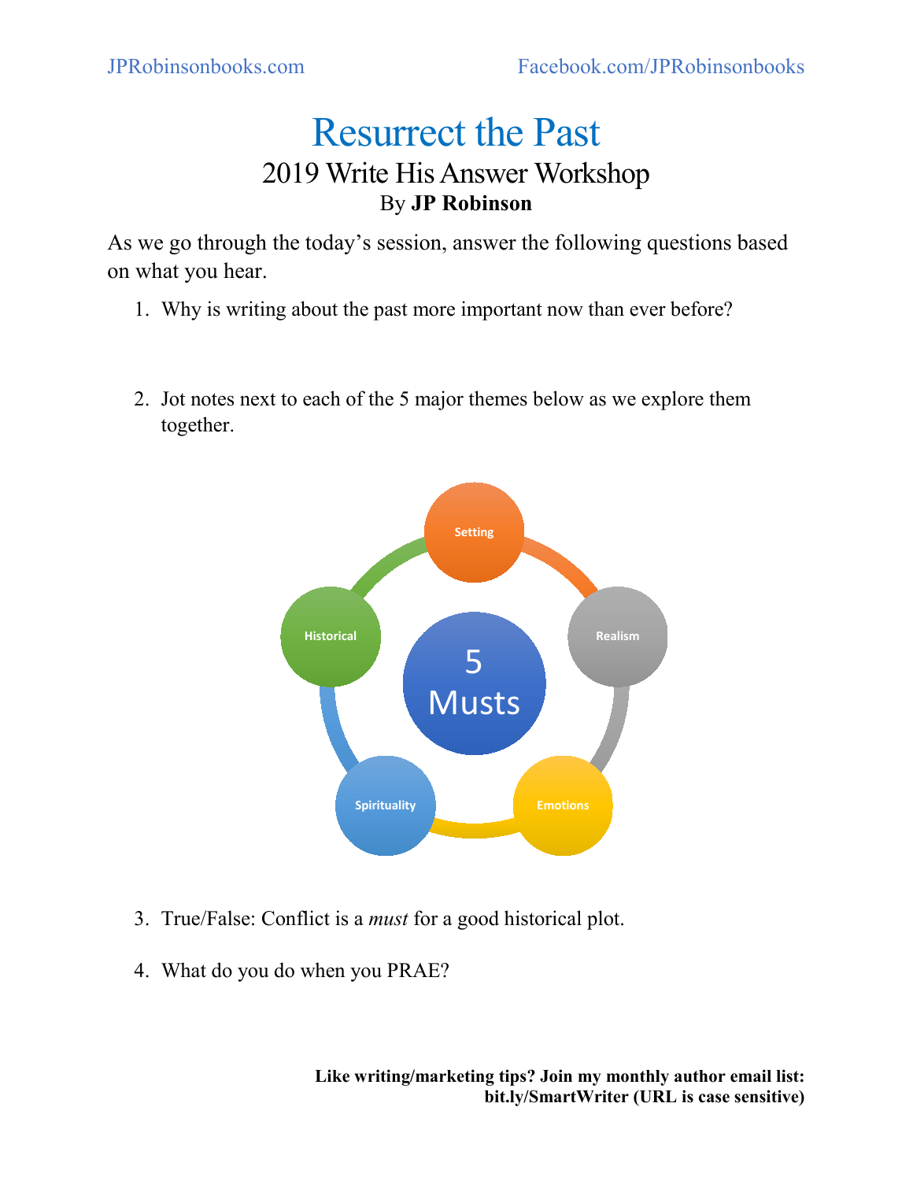# Resurrect the Past

## 2019 Write His Answer Workshop

By **JP Robinson**

As we go through the today's session, answer the following questions based on what you hear.

1. Why is writing about the past more important now than ever before?

2. Jot notes next to each of the 5 major themes below as we explore them together.

   5 Musts

   - Setting
   - Realism
   - Emotions
   - Spirituality
   - Historical

3. True/False: Conflict is a *must* for a good historical plot.

4. What do you do when you PRAE?

**Like writing/marketing tips? Join my monthly author email list: bit.ly/SmartWriter (URL is case sensitive)**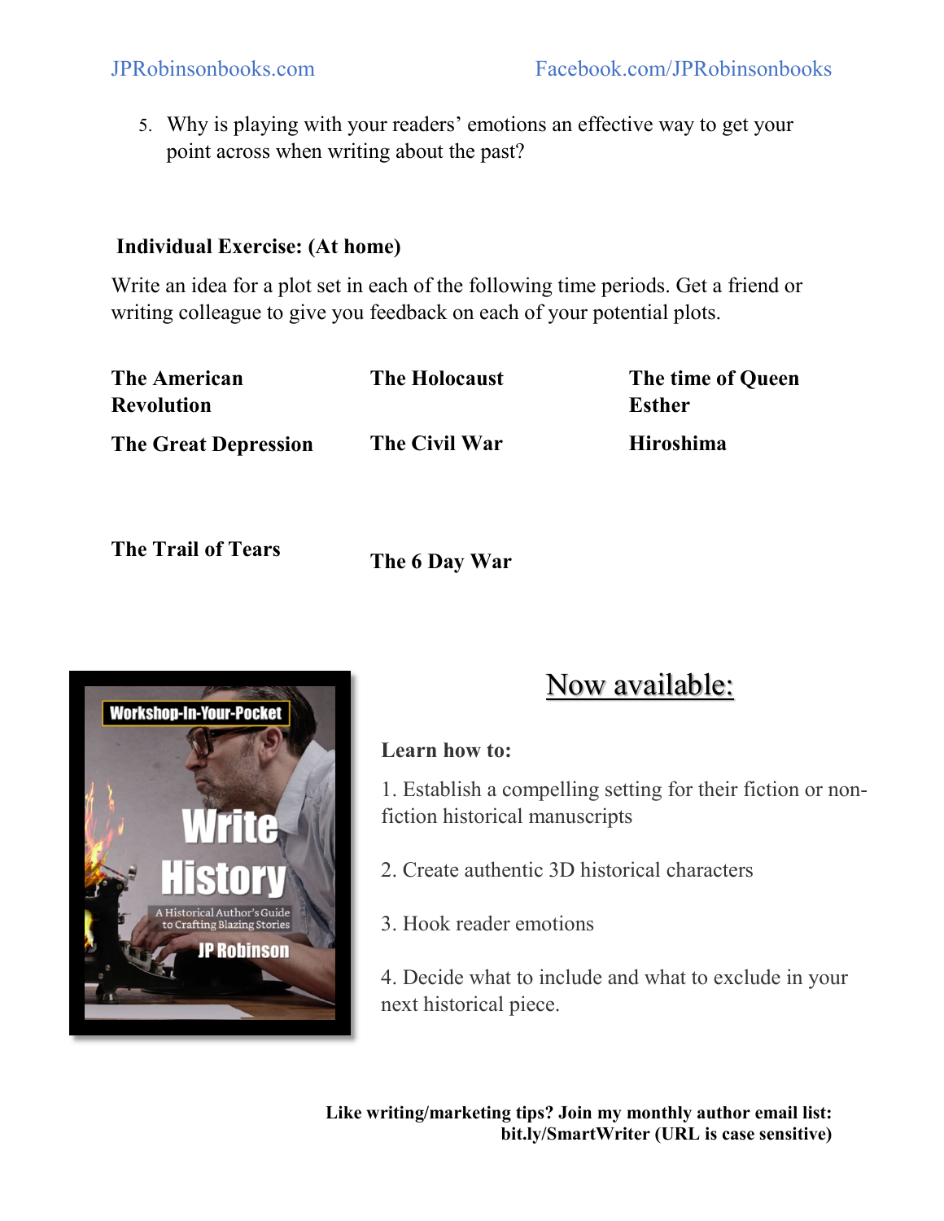5. Why is playing with your readers' emotions an effective way to get your point across when writing about the past?

**Individual Exercise: (At home)**

Write an idea for a plot set in each of the following time periods. Get a friend or writing colleague to give you feedback on each of your potential plots.

**The American Revolution**

**The Holocaust**

**The time of Queen Esther**

**The Great Depression**

**The Civil War**

**Hiroshima**

**The Trail of Tears**

**The 6 Day War**

## Now available:

**Learn how to:**

1. Establish a compelling setting for their fiction or non-fiction historical manuscripts

2. Create authentic 3D historical characters

3. Hook reader emotions

4. Decide what to include and what to exclude in your next historical piece.

**Like writing/marketing tips? Join my monthly author email list: bit.ly/SmartWriter (URL is case sensitive)**